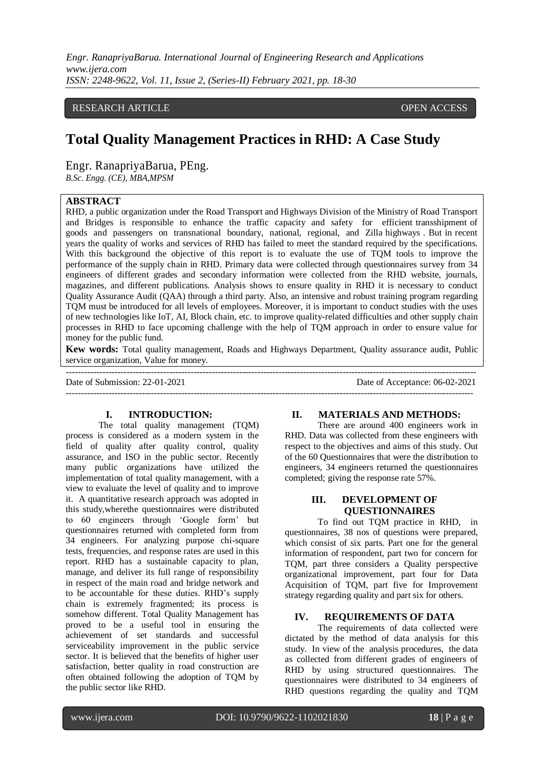RESEARCH ARTICLE OPEN ACCESS

# Total Quality Management Practices in RHD: A Case Study

Engr. RanapriyaBarua, PEng.

*B.Sc. Engg. (CE), MBA,MPSM*

## ABSTRACT

RHD, a public organization under the Road Transport and Highways Division of the Ministry of Road Transport and Bridges is responsible to enhance the traffic capacity and safety for efficient transshipment of goods and passengers on transnational boundary, national, regional, and Zilla highways . But in recent years the quality of works and services of RHD has failed to meet the standard required by the specifications. With this background the objective of this report is to evaluate the use of TQM tools to improve the performance of the supply chain in RHD. Primary data were collected through questionnaires survey from 34 engineers of different grades and secondary information were collected from the RHD website, journals, magazines, and different publications. Analysis shows to ensure quality in RHD it is necessary to conduct Quality Assurance Audit (QAA) through a third party. Also, an intensive and robust training program regarding TQM must be introduced for all levels of employees. Moreover, it is important to conduct studies with the uses of new technologies like IoT, AI, Block chain, etc. to improve quality-related difficulties and other supply chain processes in RHD to face upcoming challenge with the help of TQM approach in order to ensure value for money for the public fund.

**Kew words:** Total quality management, Roads and Highways Department, Quality assurance audit, Public service organization, Value for money.

---

Date of Submission: 22-01-2021 Date of Acceptance: 06-02-2021

---

## I. INTRODUCTION:

The total quality management (TQM) process is considered as a modern system in the field of quality after quality control, quality assurance, and ISO in the public sector. Recently many public organizations have utilized the implementation of total quality management, with a view to evaluate the level of quality and to improve it. A quantitative research approach was adopted in this study,wherethe questionnaires were distributed to 60 engineers through 'Google form' but questionnaires returned with completed form from 34 engineers. For analyzing purpose chi-square tests, frequencies, and response rates are used in this report. RHD has a sustainable capacity to plan, manage, and deliver its full range of responsibility in respect of the main road and bridge network and to be accountable for these duties. RHD's supply chain is extremely fragmented; its process is somehow different. Total Quality Management has proved to be a useful tool in ensuring the achievement of set standards and successful serviceability improvement in the public service sector. It is believed that the benefits of higher user satisfaction, better quality in road construction are often obtained following the adoption of TQM by the public sector like RHD.

## II. MATERIALS AND METHODS:

There are around 400 engineers work in RHD. Data was collected from these engineers with respect to the objectives and aims of this study. Out of the 60 Questionnaires that were the distribution to engineers, 34 engineers returned the questionnaires completed; giving the response rate 57%.

## III. DEVELOPMENT OF QUESTIONNAIRES

To find out TQM practice in RHD, in questionnaires, 38 nos of questions were prepared, which consist of six parts. Part one for the general information of respondent, part two for concern for TQM, part three considers a Quality perspective organizational improvement, part four for Data Acquisition of TQM, part five for Improvement strategy regarding quality and part six for others.

## IV. REQUIREMENTS OF DATA

The requirements of data collected were dictated by the method of data analysis for this study. In view of the analysis procedures, the data as collected from different grades of engineers of RHD by using structured questionnaires. The questionnaires were distributed to 34 engineers of RHD questions regarding the quality and TQM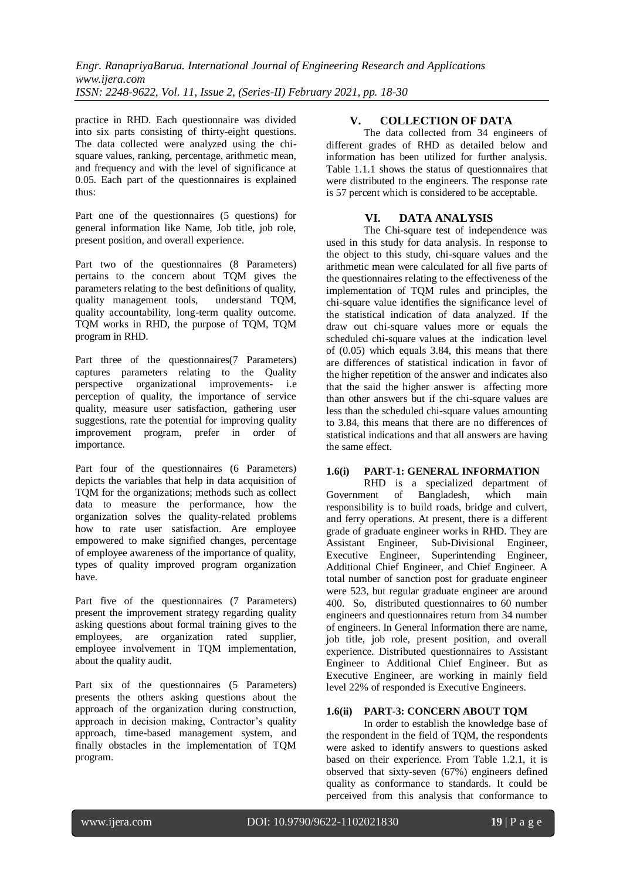practice in RHD. Each questionnaire was divided into six parts consisting of thirty-eight questions. The data collected were analyzed using the chi-square values, ranking, percentage, arithmetic mean, and frequency and with the level of significance at 0.05. Each part of the questionnaires is explained thus:

Part one of the questionnaires (5 questions) for general information like Name, Job title, job role, present position, and overall experience.

Part two of the questionnaires (8 Parameters) pertains to the concern about TQM gives the parameters relating to the best definitions of quality, quality management tools, understand TQM, quality accountability, long-term quality outcome. TQM works in RHD, the purpose of TQM, TQM program in RHD.

Part three of the questionnaires(7 Parameters) captures parameters relating to the Quality perspective organizational improvements- i.e perception of quality, the importance of service quality, measure user satisfaction, gathering user suggestions, rate the potential for improving quality improvement program, prefer in order of importance.

Part four of the questionnaires (6 Parameters) depicts the variables that help in data acquisition of TQM for the organizations; methods such as collect data to measure the performance, how the organization solves the quality-related problems how to rate user satisfaction. Are employee empowered to make signified changes, percentage of employee awareness of the importance of quality, types of quality improved program organization have.

Part five of the questionnaires (7 Parameters) present the improvement strategy regarding quality asking questions about formal training gives to the employees, are organization rated supplier, employee involvement in TQM implementation, about the quality audit.

Part six of the questionnaires (5 Parameters) presents the others asking questions about the approach of the organization during construction, approach in decision making, Contractor's quality approach, time-based management system, and finally obstacles in the implementation of TQM program.

## V. COLLECTION OF DATA

The data collected from 34 engineers of different grades of RHD as detailed below and information has been utilized for further analysis. Table 1.1.1 shows the status of questionnaires that were distributed to the engineers. The response rate is 57 percent which is considered to be acceptable.

## VI. DATA ANALYSIS

The Chi-square test of independence was used in this study for data analysis. In response to the object to this study, chi-square values and the arithmetic mean were calculated for all five parts of the questionnaires relating to the effectiveness of the implementation of TQM rules and principles, the chi-square value identifies the significance level of the statistical indication of data analyzed. If the draw out chi-square values more or equals the scheduled chi-square values at the indication level of (0.05) which equals 3.84, this means that there are differences of statistical indication in favor of the higher repetition of the answer and indicates also that the said the higher answer is affecting more than other answers but if the chi-square values are less than the scheduled chi-square values amounting to 3.84, this means that there are no differences of statistical indications and that all answers are having the same effect.

### 1.6(i) PART-1: GENERAL INFORMATION

RHD is a specialized department of Government of Bangladesh, which main responsibility is to build roads, bridge and culvert, and ferry operations. At present, there is a different grade of graduate engineer works in RHD. They are Assistant Engineer, Sub-Divisional Engineer, Executive Engineer, Superintending Engineer, Additional Chief Engineer, and Chief Engineer. A total number of sanction post for graduate engineer were 523, but regular graduate engineer are around 400. So, distributed questionnaires to 60 number engineers and questionnaires return from 34 number of engineers. In General Information there are name, job title, job role, present position, and overall experience. Distributed questionnaires to Assistant Engineer to Additional Chief Engineer. But as Executive Engineer, are working in mainly field level 22% of responded is Executive Engineers.

### 1.6(ii) PART-3: CONCERN ABOUT TQM

In order to establish the knowledge base of the respondent in the field of TQM, the respondents were asked to identify answers to questions asked based on their experience. From Table 1.2.1, it is observed that sixty-seven (67%) engineers defined quality as conformance to standards. It could be perceived from this analysis that conformance to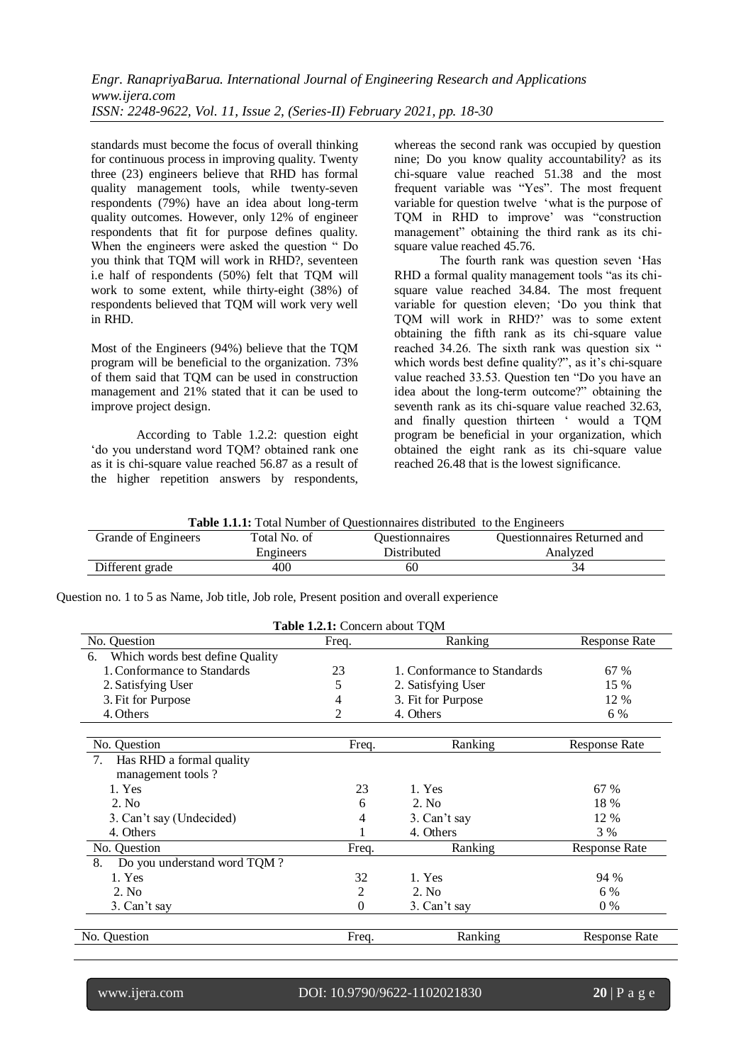standards must become the focus of overall thinking for continuous process in improving quality. Twenty three (23) engineers believe that RHD has formal quality management tools, while twenty-seven respondents (79%) have an idea about long-term quality outcomes. However, only 12% of engineer respondents that fit for purpose defines quality. When the engineers were asked the question " Do you think that TQM will work in RHD?, seventeen i.e half of respondents (50%) felt that TQM will work to some extent, while thirty-eight (38%) of respondents believed that TQM will work very well in RHD.

Most of the Engineers (94%) believe that the TQM program will be beneficial to the organization. 73% of them said that TQM can be used in construction management and 21% stated that it can be used to improve project design.

According to Table 1.2.2: question eight 'do you understand word TQM? obtained rank one as it is chi-square value reached 56.87 as a result of the higher repetition answers by respondents, whereas the second rank was occupied by question nine; Do you know quality accountability? as its chi-square value reached 51.38 and the most frequent variable was "Yes". The most frequent variable for question twelve 'what is the purpose of TQM in RHD to improve' was "construction management" obtaining the third rank as its chi-square value reached 45.76.

The fourth rank was question seven 'Has RHD a formal quality management tools "as its chi-square value reached 34.84. The most frequent variable for question eleven; 'Do you think that TQM will work in RHD?' was to some extent obtaining the fifth rank as its chi-square value reached 34.26. The sixth rank was question six " which words best define quality?", as it's chi-square value reached 33.53. Question ten "Do you have an idea about the long-term outcome?" obtaining the seventh rank as its chi-square value reached 32.63, and finally question thirteen ' would a TQM program be beneficial in your organization, which obtained the eight rank as its chi-square value reached 26.48 that is the lowest significance.

**Table 1.1.1:** Total Number of Questionnaires distributed to the Engineers

| Grande of Engineers | Total No. of Engineers | Questionnaires Distributed | Questionnaires Returned and Analyzed |
|---|---|---|---|
| Different grade | 400 | 60 | 34 |

Question no. 1 to 5 as Name, Job title, Job role, Present position and overall experience

**Table 1.2.1:** Concern about TQM

| No. Question | Freq. | Ranking | Response Rate |
|---|---|---|---|
| 6. Which words best define Quality | | | |
| 1. Conformance to Standards | 23 | 1. Conformance to Standards | 67 % |
| 2. Satisfying User | 5 | 2. Satisfying User | 15 % |
| 3. Fit for Purpose | 4 | 3. Fit for Purpose | 12 % |
| 4. Others | 2 | 4. Others | 6 % |

| No. Question | Freq. | Ranking | Response Rate |
|---|---|---|---|
| 7. Has RHD a formal quality management tools ? | | | |
| 1. Yes | 23 | 1. Yes | 67 % |
| 2. No | 6 | 2. No | 18 % |
| 3. Can't say (Undecided) | 4 | 3. Can't say | 12 % |
| 4. Others | 1 | 4. Others | 3 % |

| No. Question | Freq. | Ranking | Response Rate |
|---|---|---|---|
| 8. Do you understand word TQM ? | | | |
| 1. Yes | 32 | 1. Yes | 94 % |
| 2. No | 2 | 2. No | 6 % |
| 3. Can't say | 0 | 3. Can't say | 0 % |

| No. Question | Freq. | Ranking | Response Rate |
|---|---|---|---|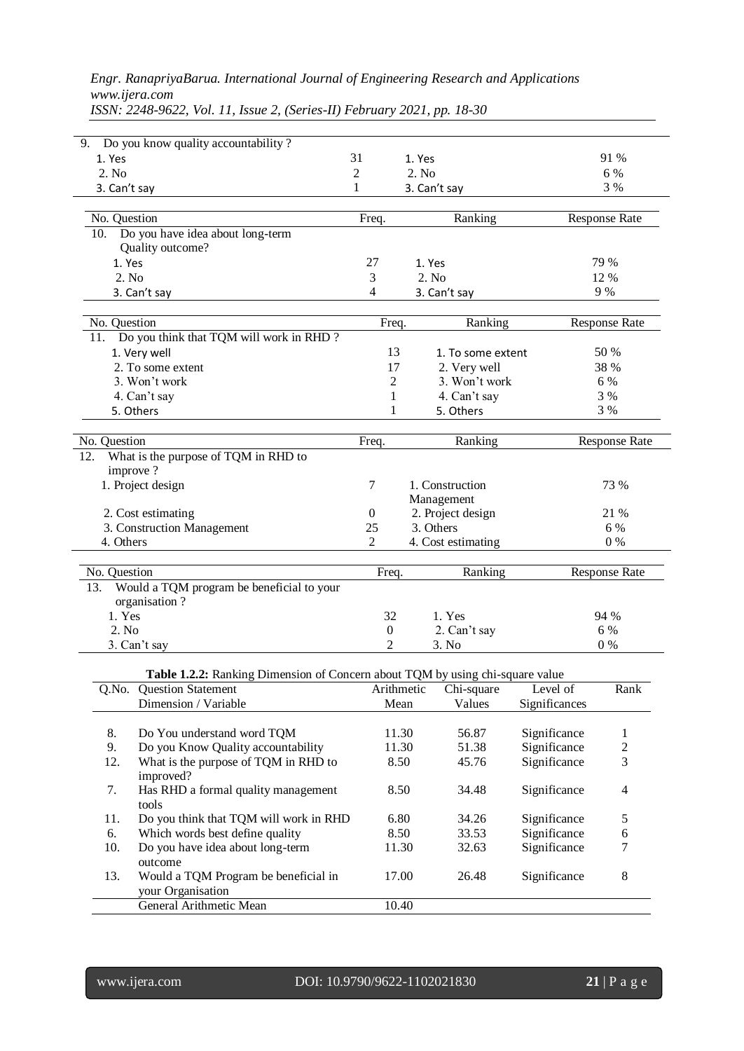| No. Question | Freq. | Ranking | Response Rate |
|---|---|---|---|
| 9. Do you know quality accountability ? | | | |
| 1. Yes | 31 | 1. Yes | 91 % |
| 2. No | 2 | 2. No | 6 % |
| 3. Can't say | 1 | 3. Can't say | 3 % |

| No. Question | Freq. | Ranking | Response Rate |
|---|---|---|---|
| 10. Do you have idea about long-term Quality outcome? | | | |
| 1. Yes | 27 | 1. Yes | 79 % |
| 2. No | 3 | 2. No | 12 % |
| 3. Can't say | 4 | 3. Can't say | 9 % |

| No. Question | Freq. | Ranking | Response Rate |
|---|---|---|---|
| 11. Do you think that TQM will work in RHD ? | | | |
| 1. Very well | 13 | 1. To some extent | 50 % |
| 2. To some extent | 17 | 2. Very well | 38 % |
| 3. Won't work | 2 | 3. Won't work | 6 % |
| 4. Can't say | 1 | 4. Can't say | 3 % |
| 5. Others | 1 | 5. Others | 3 % |

| No. Question | Freq. | Ranking | Response Rate |
|---|---|---|---|
| 12. What is the purpose of TQM in RHD to improve ? | | | |
| 1. Project design | 7 | 1. Construction Management | 73 % |
| 2. Cost estimating | 0 | 2. Project design | 21 % |
| 3. Construction Management | 25 | 3. Others | 6 % |
| 4. Others | 2 | 4. Cost estimating | 0 % |

| No. Question | Freq. | Ranking | Response Rate |
|---|---|---|---|
| 13. Would a TQM program be beneficial to your organisation ? | | | |
| 1. Yes | 32 | 1. Yes | 94 % |
| 2. No | 0 | 2. Can't say | 6 % |
| 3. Can't say | 2 | 3. No | 0 % |

**Table 1.2.2:** Ranking Dimension of Concern about TQM by using chi-square value

| Q.No. | Question Statement Dimension / Variable | Arithmetic Mean | Chi-square Values | Level of Significances | Rank |
|---|---|---|---|---|---|
| 8. | Do You understand word TQM | 11.30 | 56.87 | Significance | 1 |
| 9. | Do you Know Quality accountability | 11.30 | 51.38 | Significance | 2 |
| 12. | What is the purpose of TQM in RHD to improved? | 8.50 | 45.76 | Significance | 3 |
| 7. | Has RHD a formal quality management tools | 8.50 | 34.48 | Significance | 4 |
| 11. | Do you think that TQM will work in RHD | 6.80 | 34.26 | Significance | 5 |
| 6. | Which words best define quality | 8.50 | 33.53 | Significance | 6 |
| 10. | Do you have idea about long-term outcome | 11.30 | 32.63 | Significance | 7 |
| 13. | Would a TQM Program be beneficial in your Organisation | 17.00 | 26.48 | Significance | 8 |
| | General Arithmetic Mean | 10.40 | | | |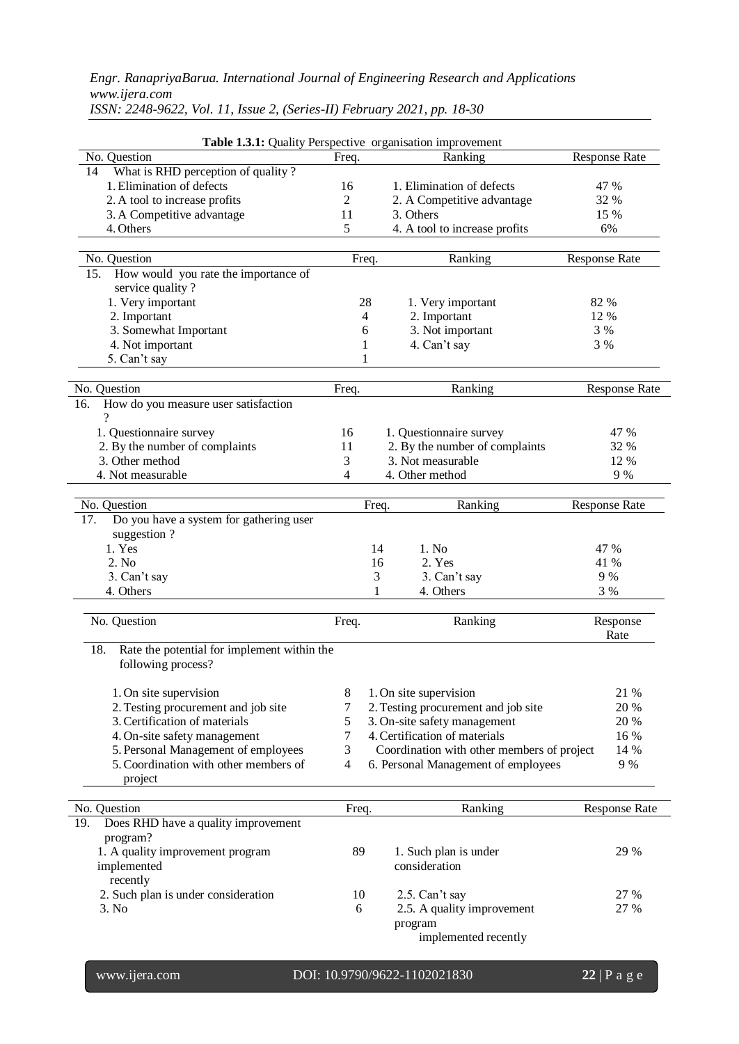**Table 1.3.1:** Quality Perspective organisation improvement

| No. Question | Freq. | Ranking | Response Rate |
|---|---|---|---|
| 14 What is RHD perception of quality ? | | | |
| 1. Elimination of defects | 16 | 1. Elimination of defects | 47 % |
| 2. A tool to increase profits | 2 | 2. A Competitive advantage | 32 % |
| 3. A Competitive advantage | 11 | 3. Others | 15 % |
| 4. Others | 5 | 4. A tool to increase profits | 6% |

| No. Question | Freq. | Ranking | Response Rate |
|---|---|---|---|
| 15. How would you rate the importance of service quality ? | | | |
| 1. Very important | 28 | 1. Very important | 82 % |
| 2. Important | 4 | 2. Important | 12 % |
| 3. Somewhat Important | 6 | 3. Not important | 3 % |
| 4. Not important | 1 | 4. Can't say | 3 % |
| 5. Can't say | 1 | | |

| No. Question | Freq. | Ranking | Response Rate |
|---|---|---|---|
| 16. How do you measure user satisfaction ? | | | |
| 1. Questionnaire survey | 16 | 1. Questionnaire survey | 47 % |
| 2. By the number of complaints | 11 | 2. By the number of complaints | 32 % |
| 3. Other method | 3 | 3. Not measurable | 12 % |
| 4. Not measurable | 4 | 4. Other method | 9 % |

| No. Question | Freq. | Ranking | Response Rate |
|---|---|---|---|
| 17. Do you have a system for gathering user suggestion ? | | | |
| 1. Yes | 14 | 1. No | 47 % |
| 2. No | 16 | 2. Yes | 41 % |
| 3. Can't say | 3 | 3. Can't say | 9 % |
| 4. Others | 1 | 4. Others | 3 % |

| No. Question | Freq. | Ranking | Response Rate |
|---|---|---|---|
| 18. Rate the potential for implement within the following process? | | | |
| 1. On site supervision | 8 | 1. On site supervision | 21 % |
| 2. Testing procurement and job site | 7 | 2. Testing procurement and job site | 20 % |
| 3. Certification of materials | 5 | 3. On-site safety management | 20 % |
| 4. On-site safety management | 7 | 4. Certification of materials | 16 % |
| 5. Personal Management of employees | 3 | Coordination with other members of project | 14 % |
| 5. Coordination with other members of project | 4 | 6. Personal Management of employees | 9 % |

| No. Question | Freq. | Ranking | Response Rate |
|---|---|---|---|
| 19. Does RHD have a quality improvement program? | | | |
| 1. A quality improvement program implemented recently | 89 | 1. Such plan is under consideration | 29 % |
| 2. Such plan is under consideration | 10 | 2.5. Can't say | 27 % |
| 3. No | 6 | 2.5. A quality improvement program implemented recently | 27 % |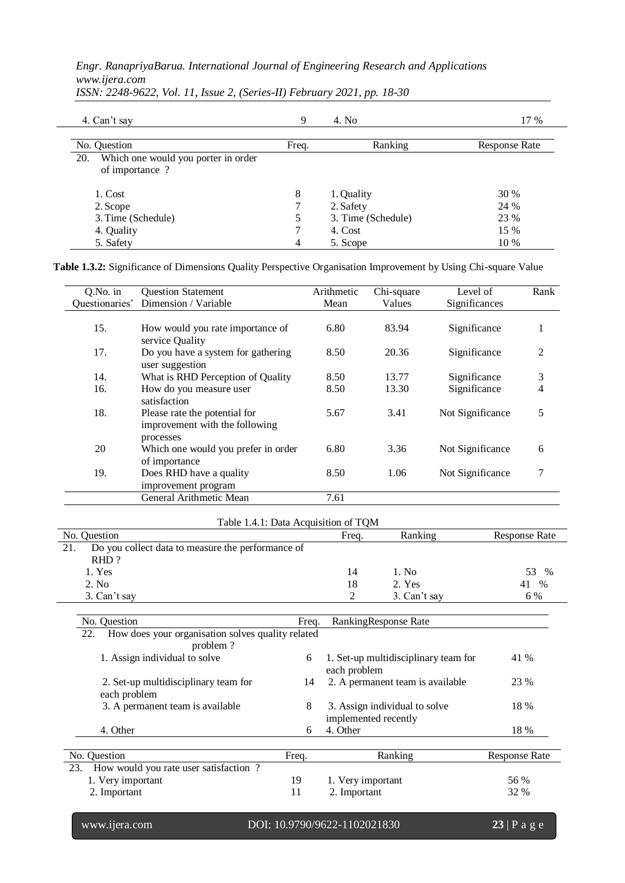| | | | |
|---|---|---|---|
| 4. Can't say | 9 | 4. No | 17 % |

| No. Question | Freq. | Ranking | Response Rate |
|---|---|---|---|
| 20. Which one would you porter in order of importance ? | | | |
| 1. Cost | 8 | 1. Quality | 30 % |
| 2. Scope | 7 | 2. Safety | 24 % |
| 3. Time (Schedule) | 5 | 3. Time (Schedule) | 23 % |
| 4. Quality | 7 | 4. Cost | 15 % |
| 5. Safety | 4 | 5. Scope | 10 % |

**Table 1.3.2:** Significance of Dimensions Quality Perspective Organisation Improvement by Using Chi-square Value

| Q.No. in Questionaries' | Question Statement Dimension / Variable | Arithmetic Mean | Chi-square Values | Level of Significances | Rank |
|---|---|---|---|---|---|
| 15. | How would you rate importance of service Quality | 6.80 | 83.94 | Significance | 1 |
| 17. | Do you have a system for gathering user suggestion | 8.50 | 20.36 | Significance | 2 |
| 14. | What is RHD Perception of Quality | 8.50 | 13.77 | Significance | 3 |
| 16. | How do you measure user satisfaction | 8.50 | 13.30 | Significance | 4 |
| 18. | Please rate the potential for improvement with the following processes | 5.67 | 3.41 | Not Significance | 5 |
| 20 | Which one would you prefer in order of importance | 6.80 | 3.36 | Not Significance | 6 |
| 19. | Does RHD have a quality improvement program | 8.50 | 1.06 | Not Significance | 7 |
| | General Arithmetic Mean | 7.61 | | | |

Table 1.4.1: Data Acquisition of TQM

| No. Question | Freq. | Ranking | Response Rate |
|---|---|---|---|
| 21. Do you collect data to measure the performance of RHD ? | | | |
| 1. Yes | 14 | 1. No | 53 % |
| 2. No | 18 | 2. Yes | 41 % |
| 3. Can't say | 2 | 3. Can't say | 6 % |

| No. Question | Freq. | Ranking | Response Rate |
|---|---|---|---|
| 22. How does your organisation solves quality related problem ? | | | |
| 1. Assign individual to solve | 6 | 1. Set-up multidisciplinary team for each problem | 41 % |
| 2. Set-up multidisciplinary team for each problem | 14 | 2. A permanent team is available | 23 % |
| 3. A permanent team is available | 8 | 3. Assign individual to solve implemented recently | 18 % |
| 4. Other | 6 | 4. Other | 18 % |

| No. Question | Freq. | Ranking | Response Rate |
|---|---|---|---|
| 23. How would you rate user satisfaction ? | | | |
| 1. Very important | 19 | 1. Very important | 56 % |
| 2. Important | 11 | 2. Important | 32 % |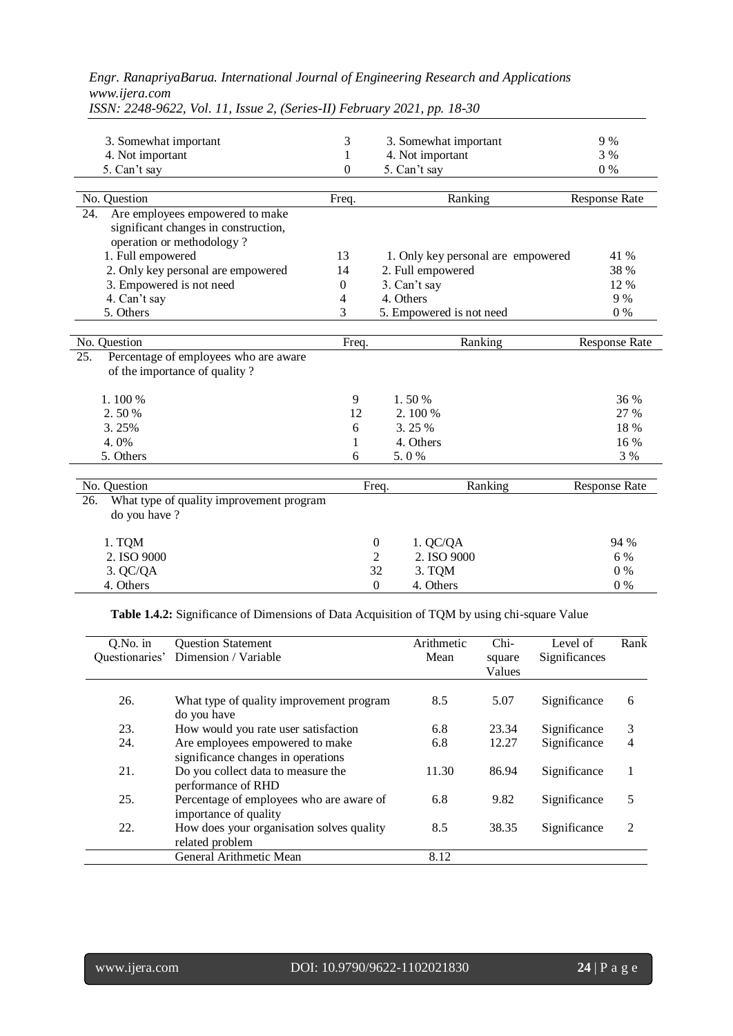| | Freq. | | Response Rate |
|---|---|---|---|
| 3. Somewhat important | 3 | 3. Somewhat important | 9 % |
| 4. Not important | 1 | 4. Not important | 3 % |
| 5. Can't say | 0 | 5. Can't say | 0 % |

| No. Question | Freq. | Ranking | Response Rate |
|---|---|---|---|
| 24. Are employees empowered to make significant changes in construction, operation or methodology ? | | | |
| 1. Full empowered | 13 | 1. Only key personal are empowered | 41 % |
| 2. Only key personal are empowered | 14 | 2. Full empowered | 38 % |
| 3. Empowered is not need | 0 | 3. Can't say | 12 % |
| 4. Can't say | 4 | 4. Others | 9 % |
| 5. Others | 3 | 5. Empowered is not need | 0 % |

| No. Question | Freq. | Ranking | Response Rate |
|---|---|---|---|
| 25. Percentage of employees who are aware of the importance of quality ? | | | |
| 1. 100 % | 9 | 1. 50 % | 36 % |
| 2. 50 % | 12 | 2. 100 % | 27 % |
| 3. 25% | 6 | 3. 25 % | 18 % |
| 4. 0% | 1 | 4. Others | 16 % |
| 5. Others | 6 | 5. 0 % | 3 % |

| No. Question | Freq. | Ranking | Response Rate |
|---|---|---|---|
| 26. What type of quality improvement program do you have ? | | | |
| 1. TQM | 0 | 1. QC/QA | 94 % |
| 2. ISO 9000 | 2 | 2. ISO 9000 | 6 % |
| 3. QC/QA | 32 | 3. TQM | 0 % |
| 4. Others | 0 | 4. Others | 0 % |

**Table 1.4.2:** Significance of Dimensions of Data Acquisition of TQM by using chi-square Value

| Q.No. in Questionaries' | Question Statement Dimension / Variable | Arithmetic Mean | Chi-square Values | Level of Significances | Rank |
|---|---|---|---|---|---|
| 26. | What type of quality improvement program do you have | 8.5 | 5.07 | Significance | 6 |
| 23. | How would you rate user satisfaction | 6.8 | 23.34 | Significance | 3 |
| 24. | Are employees empowered to make significance changes in operations | 6.8 | 12.27 | Significance | 4 |
| 21. | Do you collect data to measure the performance of RHD | 11.30 | 86.94 | Significance | 1 |
| 25. | Percentage of employees who are aware of importance of quality | 6.8 | 9.82 | Significance | 5 |
| 22. | How does your organisation solves quality related problem | 8.5 | 38.35 | Significance | 2 |
| | General Arithmetic Mean | 8.12 | | | |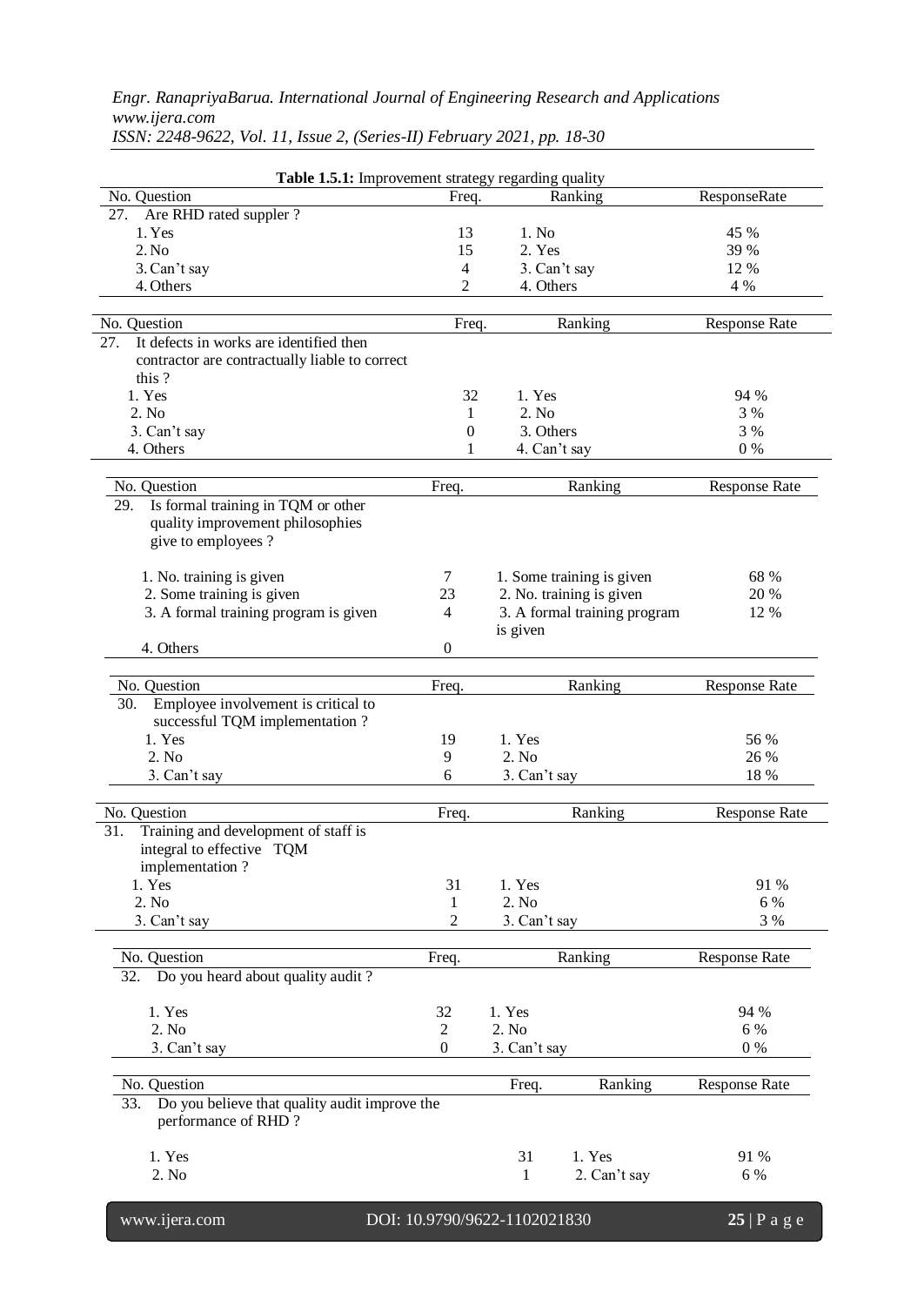**Table 1.5.1:** Improvement strategy regarding quality

| No. Question | Freq. | Ranking | ResponseRate |
|---|---|---|---|
| 27. Are RHD rated suppler ? | | | |
| 1. Yes | 13 | 1. No | 45 % |
| 2. No | 15 | 2. Yes | 39 % |
| 3. Can't say | 4 | 3. Can't say | 12 % |
| 4. Others | 2 | 4. Others | 4 % |

| No. Question | Freq. | Ranking | Response Rate |
|---|---|---|---|
| 27. It defects in works are identified then contractor are contractually liable to correct this ? | | | |
| 1. Yes | 32 | 1. Yes | 94 % |
| 2. No | 1 | 2. No | 3 % |
| 3. Can't say | 0 | 3. Others | 3 % |
| 4. Others | 1 | 4. Can't say | 0 % |

| No. Question | Freq. | Ranking | Response Rate |
|---|---|---|---|
| 29. Is formal training in TQM or other quality improvement philosophies give to employees ? | | | |
| 1. No. training is given | 7 | 1. Some training is given | 68 % |
| 2. Some training is given | 23 | 2. No. training is given | 20 % |
| 3. A formal training program is given | 4 | 3. A formal training program is given | 12 % |
| 4. Others | 0 | | |

| No. Question | Freq. | Ranking | Response Rate |
|---|---|---|---|
| 30. Employee involvement is critical to successful TQM implementation ? | | | |
| 1. Yes | 19 | 1. Yes | 56 % |
| 2. No | 9 | 2. No | 26 % |
| 3. Can't say | 6 | 3. Can't say | 18 % |

| No. Question | Freq. | Ranking | Response Rate |
|---|---|---|---|
| 31. Training and development of staff is integral to effective TQM implementation ? | | | |
| 1. Yes | 31 | 1. Yes | 91 % |
| 2. No | 1 | 2. No | 6 % |
| 3. Can't say | 2 | 3. Can't say | 3 % |

| No. Question | Freq. | Ranking | Response Rate |
|---|---|---|---|
| 32. Do you heard about quality audit ? | | | |
| 1. Yes | 32 | 1. Yes | 94 % |
| 2. No | 2 | 2. No | 6 % |
| 3. Can't say | 0 | 3. Can't say | 0 % |

| No. Question | Freq. | Ranking | Response Rate |
|---|---|---|---|
| 33. Do you believe that quality audit improve the performance of RHD ? | | | |
| 1. Yes | 31 | 1. Yes | 91 % |
| 2. No | 1 | 2. Can't say | 6 % |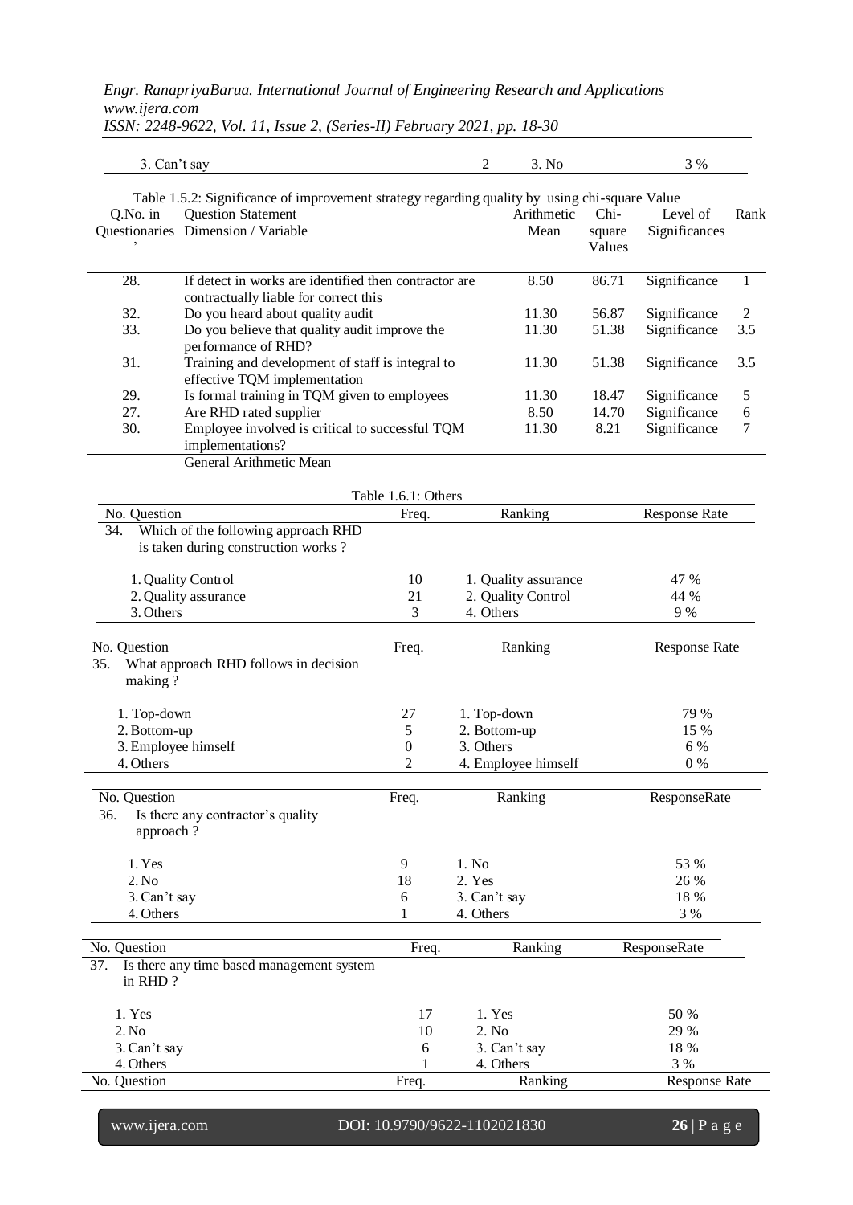| 3. Can't say | 2 | 3. No | 3 % |
|---|---|---|---|

Table 1.5.2: Significance of improvement strategy regarding quality by using chi-square Value

| Q.No. in Questionaries' | Question Statement Dimension / Variable | Arithmetic Mean | Chi-square Values | Level of Significances | Rank |
|---|---|---|---|---|---|
| 28. | If detect in works are identified then contractor are contractually liable for correct this | 8.50 | 86.71 | Significance | 1 |
| 32. | Do you heard about quality audit | 11.30 | 56.87 | Significance | 2 |
| 33. | Do you believe that quality audit improve the performance of RHD? | 11.30 | 51.38 | Significance | 3.5 |
| 31. | Training and development of staff is integral to effective TQM implementation | 11.30 | 51.38 | Significance | 3.5 |
| 29. | Is formal training in TQM given to employees | 11.30 | 18.47 | Significance | 5 |
| 27. | Are RHD rated supplier | 8.50 | 14.70 | Significance | 6 |
| 30. | Employee involved is critical to successful TQM implementations? | 11.30 | 8.21 | Significance | 7 |
| | General Arithmetic Mean | | | | |

Table 1.6.1: Others

| No. Question | Freq. | Ranking | Response Rate |
|---|---|---|---|
| 34. Which of the following approach RHD is taken during construction works ? | | | |
| 1. Quality Control | 10 | 1. Quality assurance | 47 % |
| 2. Quality assurance | 21 | 2. Quality Control | 44 % |
| 3. Others | 3 | 4. Others | 9 % |

| No. Question | Freq. | Ranking | Response Rate |
|---|---|---|---|
| 35. What approach RHD follows in decision making ? | | | |
| 1. Top-down | 27 | 1. Top-down | 79 % |
| 2. Bottom-up | 5 | 2. Bottom-up | 15 % |
| 3. Employee himself | 0 | 3. Others | 6 % |
| 4. Others | 2 | 4. Employee himself | 0 % |

| No. Question | Freq. | Ranking | ResponseRate |
|---|---|---|---|
| 36. Is there any contractor's quality approach ? | | | |
| 1. Yes | 9 | 1. No | 53 % |
| 2. No | 18 | 2. Yes | 26 % |
| 3. Can't say | 6 | 3. Can't say | 18 % |
| 4. Others | 1 | 4. Others | 3 % |

| No. Question | Freq. | Ranking | ResponseRate |
|---|---|---|---|
| 37. Is there any time based management system in RHD ? | | | |
| 1. Yes | 17 | 1. Yes | 50 % |
| 2. No | 10 | 2. No | 29 % |
| 3. Can't say | 6 | 3. Can't say | 18 % |
| 4. Others | 1 | 4. Others | 3 % |

| No. Question | Freq. | Ranking | Response Rate |
|---|---|---|---|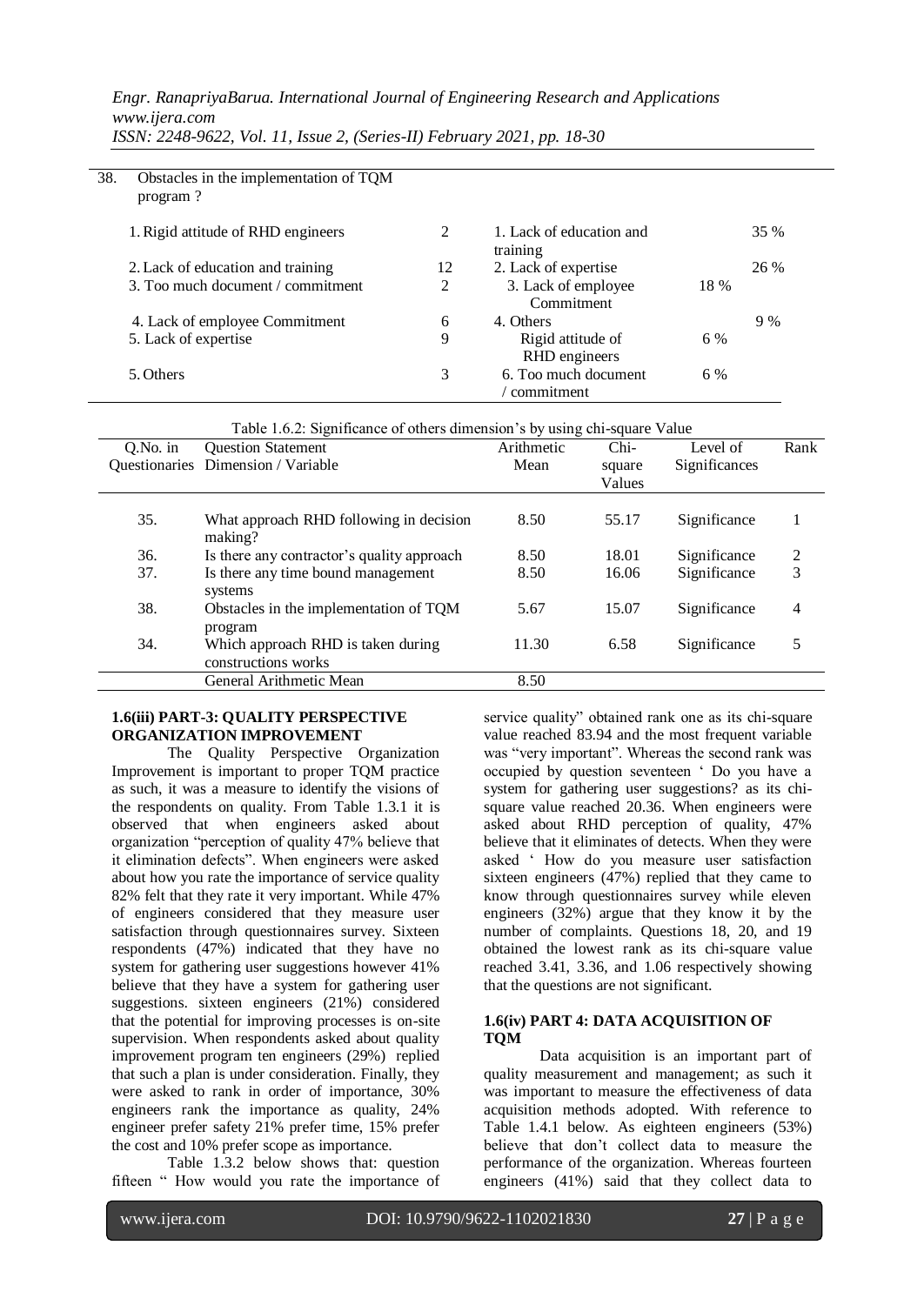| 38. | Obstacles in the implementation of TQM program ? | | | |
|---|---|---|---|---|
| | 1. Rigid attitude of RHD engineers | 2 | 1. Lack of education and training | 35 % |
| | 2. Lack of education and training | 12 | 2. Lack of expertise | 26 % |
| | 3. Too much document / commitment | 2 | 3. Lack of employee Commitment | 18 % |
| | 4. Lack of employee Commitment | 6 | 4. Others | 9 % |
| | 5. Lack of expertise | 9 | Rigid attitude of RHD engineers | 6 % |
| | 5. Others | 3 | 6. Too much document / commitment | 6 % |

Table 1.6.2: Significance of others dimension's by using chi-square Value

| Q.No. in Questionaries | Question Statement Dimension / Variable | Arithmetic Mean | Chi-square Values | Level of Significances | Rank |
|---|---|---|---|---|---|
| 35. | What approach RHD following in decision making? | 8.50 | 55.17 | Significance | 1 |
| 36. | Is there any contractor's quality approach | 8.50 | 18.01 | Significance | 2 |
| 37. | Is there any time bound management systems | 8.50 | 16.06 | Significance | 3 |
| 38. | Obstacles in the implementation of TQM program | 5.67 | 15.07 | Significance | 4 |
| 34. | Which approach RHD is taken during constructions works | 11.30 | 6.58 | Significance | 5 |
| | General Arithmetic Mean | 8.50 | | | |

### 1.6(iii) PART-3: QUALITY PERSPECTIVE ORGANIZATION IMPROVEMENT

The Quality Perspective Organization Improvement is important to proper TQM practice as such, it was a measure to identify the visions of the respondents on quality. From Table 1.3.1 it is observed that when engineers asked about organization "perception of quality 47% believe that it elimination defects". When engineers were asked about how you rate the importance of service quality 82% felt that they rate it very important. While 47% of engineers considered that they measure user satisfaction through questionnaires survey. Sixteen respondents (47%) indicated that they have no system for gathering user suggestions however 41% believe that they have a system for gathering user suggestions. sixteen engineers (21%) considered that the potential for improving processes is on-site supervision. When respondents asked about quality improvement program ten engineers (29%) replied that such a plan is under consideration. Finally, they were asked to rank in order of importance, 30% engineers rank the importance as quality, 24% engineer prefer safety 21% prefer time, 15% prefer the cost and 10% prefer scope as importance.

Table 1.3.2 below shows that: question fifteen " How would you rate the importance of service quality" obtained rank one as its chi-square value reached 83.94 and the most frequent variable was "very important". Whereas the second rank was occupied by question seventeen ' Do you have a system for gathering user suggestions? as its chi-square value reached 20.36. When engineers were asked about RHD perception of quality, 47% believe that it eliminates of detects. When they were asked ' How do you measure user satisfaction sixteen engineers (47%) replied that they came to know through questionnaires survey while eleven engineers (32%) argue that they know it by the number of complaints. Questions 18, 20, and 19 obtained the lowest rank as its chi-square value reached 3.41, 3.36, and 1.06 respectively showing that the questions are not significant.

### 1.6(iv) PART 4: DATA ACQUISITION OF TQM

Data acquisition is an important part of quality measurement and management; as such it was important to measure the effectiveness of data acquisition methods adopted. With reference to Table 1.4.1 below. As eighteen engineers (53%) believe that don't collect data to measure the performance of the organization. Whereas fourteen engineers (41%) said that they collect data to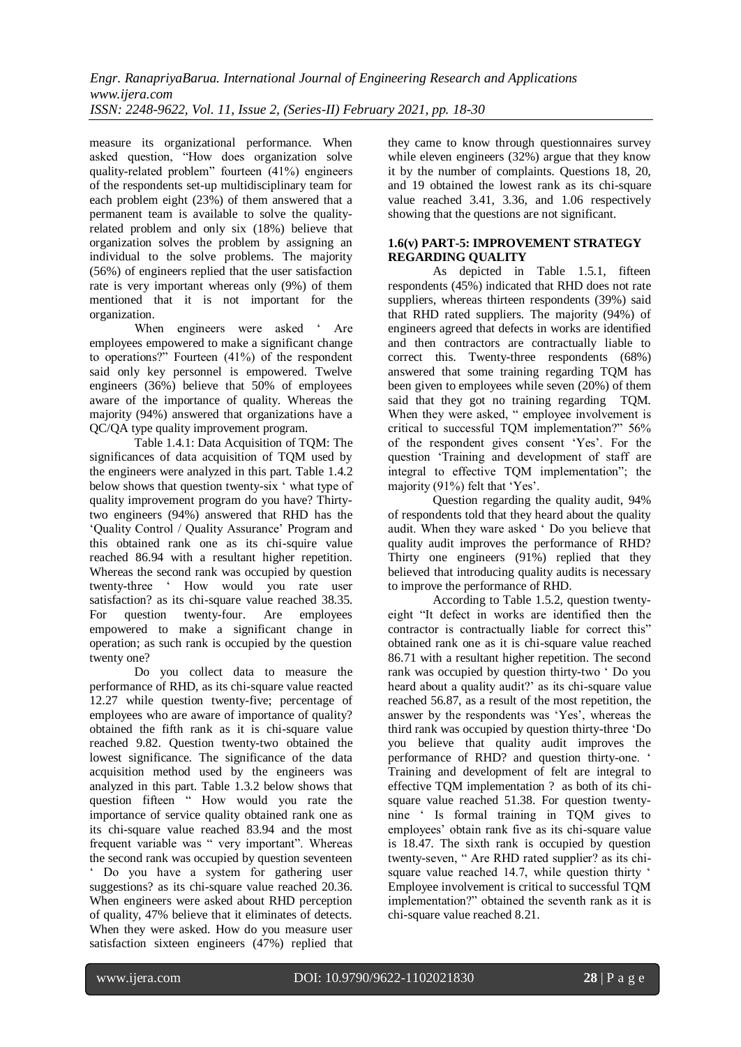measure its organizational performance. When asked question, "How does organization solve quality-related problem" fourteen (41%) engineers of the respondents set-up multidisciplinary team for each problem eight (23%) of them answered that a permanent team is available to solve the quality-related problem and only six (18%) believe that organization solves the problem by assigning an individual to the solve problems. The majority (56%) of engineers replied that the user satisfaction rate is very important whereas only (9%) of them mentioned that it is not important for the organization.

When engineers were asked ' Are employees empowered to make a significant change to operations?" Fourteen (41%) of the respondent said only key personnel is empowered. Twelve engineers (36%) believe that 50% of employees aware of the importance of quality. Whereas the majority (94%) answered that organizations have a QC/QA type quality improvement program.

Table 1.4.1: Data Acquisition of TQM: The significances of data acquisition of TQM used by the engineers were analyzed in this part. Table 1.4.2 below shows that question twenty-six ' what type of quality improvement program do you have? Thirty-two engineers (94%) answered that RHD has the 'Quality Control / Quality Assurance' Program and this obtained rank one as its chi-squire value reached 86.94 with a resultant higher repetition. Whereas the second rank was occupied by question twenty-three ' How would you rate user satisfaction? as its chi-square value reached 38.35. For question twenty-four. Are employees empowered to make a significant change in operation; as such rank is occupied by the question twenty one?

Do you collect data to measure the performance of RHD, as its chi-square value reacted 12.27 while question twenty-five; percentage of employees who are aware of importance of quality? obtained the fifth rank as it is chi-square value reached 9.82. Question twenty-two obtained the lowest significance. The significance of the data acquisition method used by the engineers was analyzed in this part. Table 1.3.2 below shows that question fifteen " How would you rate the importance of service quality obtained rank one as its chi-square value reached 83.94 and the most frequent variable was " very important". Whereas the second rank was occupied by question seventeen ' Do you have a system for gathering user suggestions? as its chi-square value reached 20.36. When engineers were asked about RHD perception of quality, 47% believe that it eliminates of detects. When they were asked. How do you measure user satisfaction sixteen engineers (47%) replied that they came to know through questionnaires survey while eleven engineers (32%) argue that they know it by the number of complaints. Questions 18, 20, and 19 obtained the lowest rank as its chi-square value reached 3.41, 3.36, and 1.06 respectively showing that the questions are not significant.

### 1.6(v) PART-5: IMPROVEMENT STRATEGY REGARDING QUALITY

As depicted in Table 1.5.1, fifteen respondents (45%) indicated that RHD does not rate suppliers, whereas thirteen respondents (39%) said that RHD rated suppliers. The majority (94%) of engineers agreed that defects in works are identified and then contractors are contractually liable to correct this. Twenty-three respondents (68%) answered that some training regarding TQM has been given to employees while seven (20%) of them said that they got no training regarding TQM. When they were asked, " employee involvement is critical to successful TQM implementation?" 56% of the respondent gives consent 'Yes'. For the question 'Training and development of staff are integral to effective TQM implementation"; the majority (91%) felt that 'Yes'.

Question regarding the quality audit, 94% of respondents told that they heard about the quality audit. When they ware asked ' Do you believe that quality audit improves the performance of RHD? Thirty one engineers (91%) replied that they believed that introducing quality audits is necessary to improve the performance of RHD.

According to Table 1.5.2, question twenty-eight "It defect in works are identified then the contractor is contractually liable for correct this" obtained rank one as it is chi-square value reached 86.71 with a resultant higher repetition. The second rank was occupied by question thirty-two ' Do you heard about a quality audit?' as its chi-square value reached 56.87, as a result of the most repetition, the answer by the respondents was 'Yes', whereas the third rank was occupied by question thirty-three 'Do you believe that quality audit improves the performance of RHD? and question thirty-one. ' Training and development of felt are integral to effective TQM implementation ? as both of its chi-square value reached 51.38. For question twenty-nine ' Is formal training in TQM gives to employees' obtain rank five as its chi-square value is 18.47. The sixth rank is occupied by question twenty-seven, " Are RHD rated supplier? as its chi-square value reached 14.7, while question thirty ' Employee involvement is critical to successful TQM implementation?" obtained the seventh rank as it is chi-square value reached 8.21.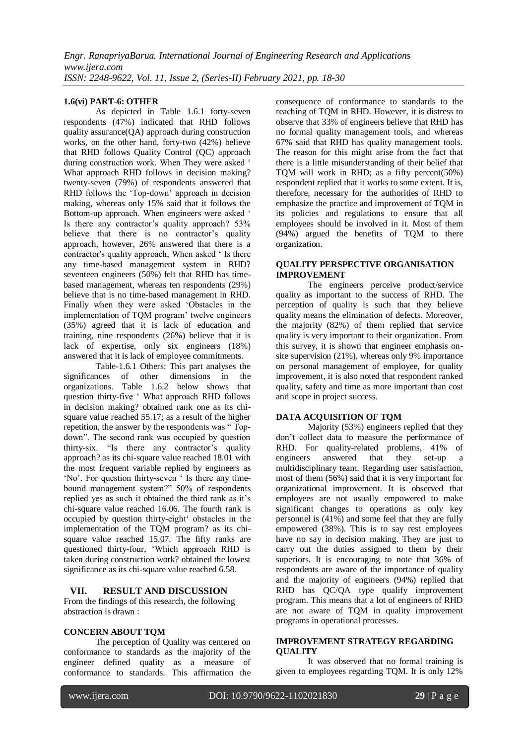#### 1.6(vi) PART-6: OTHER

As depicted in Table 1.6.1 forty-seven respondents (47%) indicated that RHD follows quality assurance(QA) approach during construction works, on the other hand, forty-two (42%) believe that RHD follows Quality Control (QC) approach during construction work. When They were asked ' What approach RHD follows in decision making? twenty-seven (79%) of respondents answered that RHD follows the 'Top-down' approach in decision making, whereas only 15% said that it follows the Bottom-up approach. When engineers were asked ' Is there any contractor's quality approach? 53% believe that there is no contractor's quality approach, however, 26% answered that there is a contractor's quality approach, When asked ' Is there any time-based management system in RHD? seventeen engineers (50%) felt that RHD has time-based management, whereas ten respondents (29%) believe that is no time-based management in RHD. Finally when they were asked 'Obstacles in the implementation of TQM program' twelve engineers (35%) agreed that it is lack of education and training, nine respondents (26%) believe that it is lack of expertise, only six engineers (18%) answered that it is lack of employee commitments.

Table-1.6.1 Others: This part analyses the significances of other dimensions in the organizations. Table 1.6.2 below shows that question thirty-five ' What approach RHD follows in decision making? obtained rank one as its chi-square value reached 55.17; as a result of the higher repetition, the answer by the respondents was " Top-down". The second rank was occupied by question thirty-six. "Is there any contractor's quality approach? as its chi-square value reached 18.01 with the most frequent variable replied by engineers as 'No'. For question thirty-seven ' Is there any time-bound management system?" 50% of respondents replied yes as such it obtained the third rank as it's chi-square value reached 16.06. The fourth rank is occupied by question thirty-eight' obstacles in the implementation of the TQM program? as its chi-square value reached 15.07. The fifty ranks are questioned thirty-four, 'Which approach RHD is taken during construction work? obtained the lowest significance as its chi-square value reached 6.58.

## VII. RESULT AND DISCUSSION

From the findings of this research, the following abstraction is drawn :

#### CONCERN ABOUT TQM

The perception of Quality was centered on conformance to standards as the majority of the engineer defined quality as a measure of conformance to standards. This affirmation the consequence of conformance to standards to the reaching of TQM in RHD. However, it is distress to observe that 33% of engineers believe that RHD has no formal quality management tools, and whereas 67% said that RHD has quality management tools. The reason for this might arise from the fact that there is a little misunderstanding of their belief that TQM will work in RHD; as a fifty percent(50%) respondent replied that it works to some extent. It is, therefore, necessary for the authorities of RHD to emphasize the practice and improvement of TQM in its policies and regulations to ensure that all employees should be involved in it. Most of them (94%) argued the benefits of TQM to there organization.

#### QUALITY PERSPECTIVE ORGANISATION IMPROVEMENT

The engineers perceive product/service quality as important to the success of RHD. The perception of quality is such that they believe quality means the elimination of defects. Moreover, the majority (82%) of them replied that service quality is very important to their organization. From this survey, it is shown that engineer emphasis on-site supervision (21%), whereas only 9% importance on personal management of employee, for quality improvement, it is also noted that respondent ranked quality, safety and time as more important than cost and scope in project success.

#### DATA ACQUISITION OF TQM

Majority (53%) engineers replied that they don't collect data to measure the performance of RHD. For quality-related problems, 41% of engineers answered that they set-up a multidisciplinary team. Regarding user satisfaction, most of them (56%) said that it is very important for organizational improvement. It is observed that employees are not usually empowered to make significant changes to operations as only key personnel is (41%) and some feel that they are fully empowered (38%). This is to say rest employees have no say in decision making. They are just to carry out the duties assigned to them by their superiors. It is encouraging to note that 36% of respondents are aware of the importance of quality and the majority of engineers (94%) replied that RHD has QC/QA type qualify improvement program. This means that a lot of engineers of RHD are not aware of TQM in quality improvement programs in operational processes.

#### IMPROVEMENT STRATEGY REGARDING QUALITY

It was observed that no formal training is given to employees regarding TQM. It is only 12%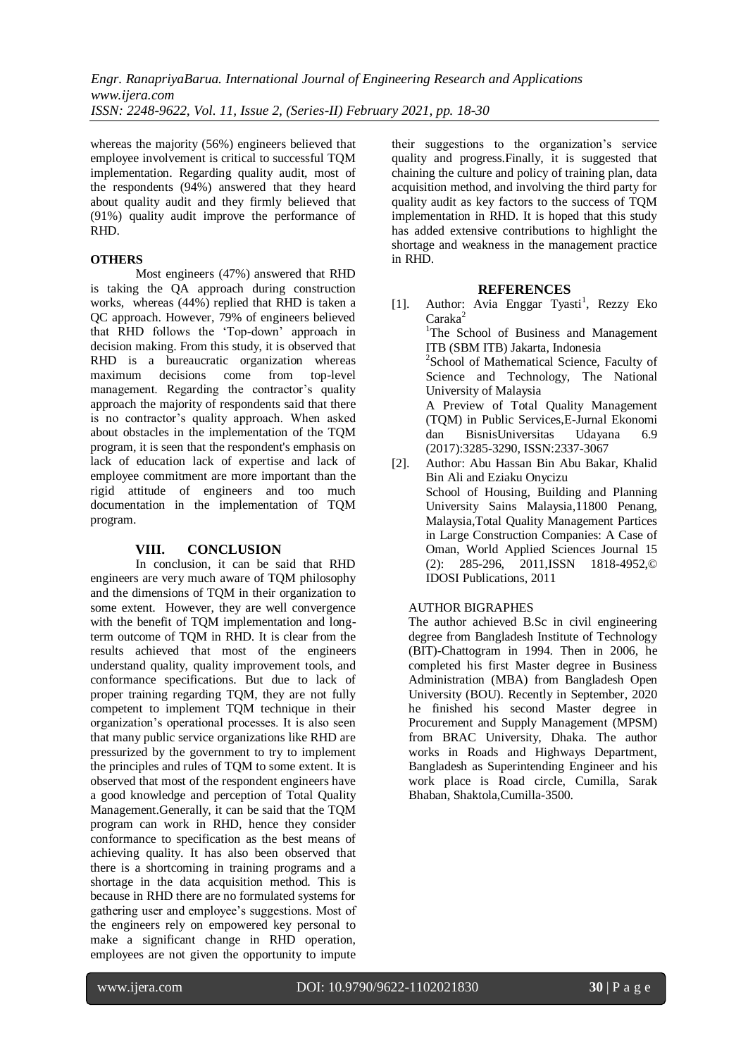whereas the majority (56%) engineers believed that employee involvement is critical to successful TQM implementation. Regarding quality audit, most of the respondents (94%) answered that they heard about quality audit and they firmly believed that (91%) quality audit improve the performance of RHD.

**OTHERS**

Most engineers (47%) answered that RHD is taking the QA approach during construction works, whereas (44%) replied that RHD is taken a QC approach. However, 79% of engineers believed that RHD follows the 'Top-down' approach in decision making. From this study, it is observed that RHD is a bureaucratic organization whereas maximum decisions come from top-level management. Regarding the contractor's quality approach the majority of respondents said that there is no contractor's quality approach. When asked about obstacles in the implementation of the TQM program, it is seen that the respondent's emphasis on lack of education lack of expertise and lack of employee commitment are more important than the rigid attitude of engineers and too much documentation in the implementation of TQM program.

## VIII. CONCLUSION

In conclusion, it can be said that RHD engineers are very much aware of TQM philosophy and the dimensions of TQM in their organization to some extent. However, they are well convergence with the benefit of TQM implementation and long-term outcome of TQM in RHD. It is clear from the results achieved that most of the engineers understand quality, quality improvement tools, and conformance specifications. But due to lack of proper training regarding TQM, they are not fully competent to implement TQM technique in their organization's operational processes. It is also seen that many public service organizations like RHD are pressurized by the government to try to implement the principles and rules of TQM to some extent. It is observed that most of the respondent engineers have a good knowledge and perception of Total Quality Management.Generally, it can be said that the TQM program can work in RHD, hence they consider conformance to specification as the best means of achieving quality. It has also been observed that there is a shortcoming in training programs and a shortage in the data acquisition method. This is because in RHD there are no formulated systems for gathering user and employee's suggestions. Most of the engineers rely on empowered key personal to make a significant change in RHD operation, employees are not given the opportunity to impute their suggestions to the organization's service quality and progress.Finally, it is suggested that chaining the culture and policy of training plan, data acquisition method, and involving the third party for quality audit as key factors to the success of TQM implementation in RHD. It is hoped that this study has added extensive contributions to highlight the shortage and weakness in the management practice in RHD.

## REFERENCES

[1]. Author: Avia Enggar Tyasti[1], Rezzy Eko Caraka[2]
[1]The School of Business and Management ITB (SBM ITB) Jakarta, Indonesia
[2]School of Mathematical Science, Faculty of Science and Technology, The National University of Malaysia
A Preview of Total Quality Management (TQM) in Public Services,E-Jurnal Ekonomi dan BisnisUniversitas Udayana 6.9 (2017):3285-3290, ISSN:2337-3067

[2]. Author: Abu Hassan Bin Abu Bakar, Khalid Bin Ali and Eziaku Onycizu
School of Housing, Building and Planning University Sains Malaysia,11800 Penang, Malaysia,Total Quality Management Partices in Large Construction Companies: A Case of Oman, World Applied Sciences Journal 15 (2): 285-296, 2011,ISSN 1818-4952,© IDOSI Publications, 2011

AUTHOR BIGRAPHES

The author achieved B.Sc in civil engineering degree from Bangladesh Institute of Technology (BIT)-Chattogram in 1994. Then in 2006, he completed his first Master degree in Business Administration (MBA) from Bangladesh Open University (BOU). Recently in September, 2020 he finished his second Master degree in Procurement and Supply Management (MPSM) from BRAC University, Dhaka. The author works in Roads and Highways Department, Bangladesh as Superintending Engineer and his work place is Road circle, Cumilla, Sarak Bhaban, Shaktola,Cumilla-3500.